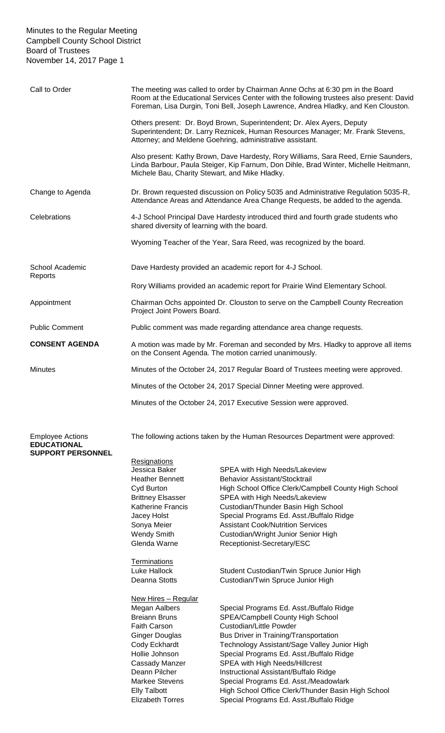Minutes to the Regular Meeting
Campbell County School District
Board of Trustees
November 14, 2017 Page 1

**Call to Order**

The meeting was called to order by Chairman Anne Ochs at 6:30 pm in the Board Room at the Educational Services Center with the following trustees also present: David Foreman, Lisa Durgin, Toni Bell, Joseph Lawrence, Andrea Hladky, and Ken Clouston.

Others present: Dr. Boyd Brown, Superintendent; Dr. Alex Ayers, Deputy Superintendent; Dr. Larry Reznicek, Human Resources Manager; Mr. Frank Stevens, Attorney; and Meldene Goehring, administrative assistant.

Also present: Kathy Brown, Dave Hardesty, Rory Williams, Sara Reed, Ernie Saunders, Linda Barbour, Paula Steiger, Kip Farnum, Don Dihle, Brad Winter, Michelle Heitmann, Michele Bau, Charity Stewart, and Mike Hladky.

**Change to Agenda**

Dr. Brown requested discussion on Policy 5035 and Administrative Regulation 5035-R, Attendance Areas and Attendance Area Change Requests, be added to the agenda.

**Celebrations**

4-J School Principal Dave Hardesty introduced third and fourth grade students who shared diversity of learning with the board.

Wyoming Teacher of the Year, Sara Reed, was recognized by the board.

**School Academic Reports**

Dave Hardesty provided an academic report for 4-J School.

Rory Williams provided an academic report for Prairie Wind Elementary School.

**Appointment**

Chairman Ochs appointed Dr. Clouston to serve on the Campbell County Recreation Project Joint Powers Board.

**Public Comment**

Public comment was made regarding attendance area change requests.

**CONSENT AGENDA**

A motion was made by Mr. Foreman and seconded by Mrs. Hladky to approve all items on the Consent Agenda. The motion carried unanimously.

**Minutes**

Minutes of the October 24, 2017 Regular Board of Trustees meeting were approved.

Minutes of the October 24, 2017 Special Dinner Meeting were approved.

Minutes of the October 24, 2017 Executive Session were approved.

**Employee Actions**
**EDUCATIONAL SUPPORT PERSONNEL**

The following actions taken by the Human Resources Department were approved:

Resignations

| | |
|---|---|
| Jessica Baker | SPEA with High Needs/Lakeview |
| Heather Bennett | Behavior Assistant/Stocktrail |
| Cyd Burton | High School Office Clerk/Campbell County High School |
| Brittney Elsasser | SPEA with High Needs/Lakeview |
| Katherine Francis | Custodian/Thunder Basin High School |
| Jacey Holst | Special Programs Ed. Asst./Buffalo Ridge |
| Sonya Meier | Assistant Cook/Nutrition Services |
| Wendy Smith | Custodian/Wright Junior Senior High |
| Glenda Warne | Receptionist-Secretary/ESC |

Terminations

| | |
|---|---|
| Luke Hallock | Student Custodian/Twin Spruce Junior High |
| Deanna Stotts | Custodian/Twin Spruce Junior High |

New Hires – Regular

| | |
|---|---|
| Megan Aalbers | Special Programs Ed. Asst./Buffalo Ridge |
| Breiann Bruns | SPEA/Campbell County High School |
| Faith Carson | Custodian/Little Powder |
| Ginger Douglas | Bus Driver in Training/Transportation |
| Cody Eckhardt | Technology Assistant/Sage Valley Junior High |
| Hollie Johnson | Special Programs Ed. Asst./Buffalo Ridge |
| Cassady Manzer | SPEA with High Needs/Hillcrest |
| Deann Pilcher | Instructional Assistant/Buffalo Ridge |
| Markee Stevens | Special Programs Ed. Asst./Meadowlark |
| Elly Talbott | High School Office Clerk/Thunder Basin High School |
| Elizabeth Torres | Special Programs Ed. Asst./Buffalo Ridge |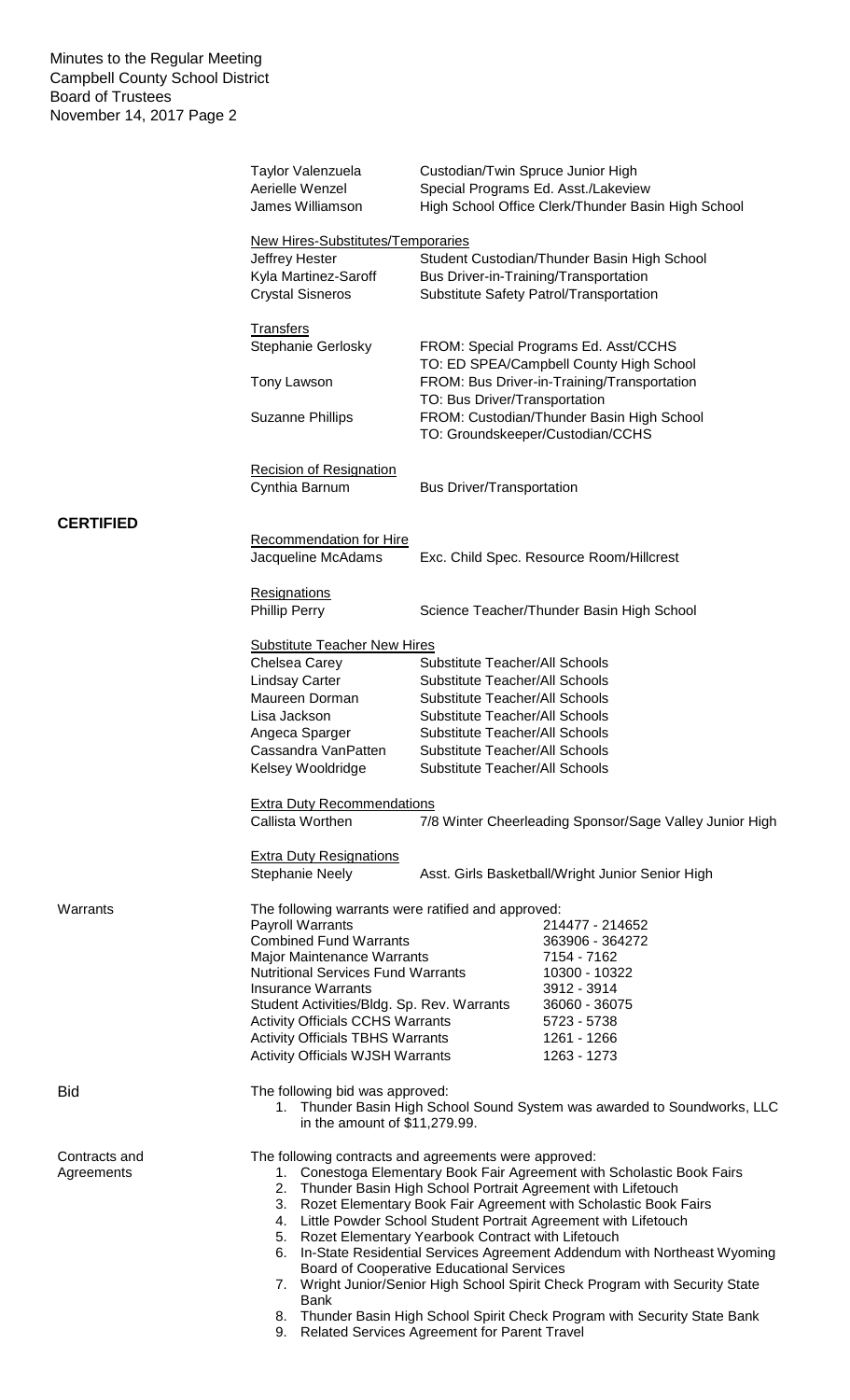| | | |
|---|---|---|
| | Taylor Valenzuela | Custodian/Twin Spruce Junior High |
| | Aerielle Wenzel | Special Programs Ed. Asst./Lakeview |
| | James Williamson | High School Office Clerk/Thunder Basin High School |
| | **New Hires-Substitutes/Temporaries** | |
| | Jeffrey Hester | Student Custodian/Thunder Basin High School |
| | Kyla Martinez-Saroff | Bus Driver-in-Training/Transportation |
| | Crystal Sisneros | Substitute Safety Patrol/Transportation |
| | **Transfers** | |
| | Stephanie Gerlosky | FROM: Special Programs Ed. Asst/CCHS<br>TO: ED SPEA/Campbell County High School |
| | Tony Lawson | FROM: Bus Driver-in-Training/Transportation<br>TO: Bus Driver/Transportation |
| | Suzanne Phillips | FROM: Custodian/Thunder Basin High School<br>TO: Groundskeeper/Custodian/CCHS |
| | **Recision of Resignation** | |
| | Cynthia Barnum | Bus Driver/Transportation |

**CERTIFIED**

| | |
|---|---|
| **Recommendation for Hire** | |
| Jacqueline McAdams | Exc. Child Spec. Resource Room/Hillcrest |
| **Resignations** | |
| Phillip Perry | Science Teacher/Thunder Basin High School |
| **Substitute Teacher New Hires** | |
| Chelsea Carey | Substitute Teacher/All Schools |
| Lindsay Carter | Substitute Teacher/All Schools |
| Maureen Dorman | Substitute Teacher/All Schools |
| Lisa Jackson | Substitute Teacher/All Schools |
| Angeca Sparger | Substitute Teacher/All Schools |
| Cassandra VanPatten | Substitute Teacher/All Schools |
| Kelsey Wooldridge | Substitute Teacher/All Schools |
| **Extra Duty Recommendations** | |
| Callista Worthen | 7/8 Winter Cheerleading Sponsor/Sage Valley Junior High |
| **Extra Duty Resignations** | |
| Stephanie Neely | Asst. Girls Basketball/Wright Junior Senior High |

**Warrants**

The following warrants were ratified and approved:

| | |
|---|---|
| Payroll Warrants | 214477 - 214652 |
| Combined Fund Warrants | 363906 - 364272 |
| Major Maintenance Warrants | 7154 - 7162 |
| Nutritional Services Fund Warrants | 10300 - 10322 |
| Insurance Warrants | 3912 - 3914 |
| Student Activities/Bldg. Sp. Rev. Warrants | 36060 - 36075 |
| Activity Officials CCHS Warrants | 5723 - 5738 |
| Activity Officials TBHS Warrants | 1261 - 1266 |
| Activity Officials WJSH Warrants | 1263 - 1273 |

**Bid**

The following bid was approved:

1. Thunder Basin High School Sound System was awarded to Soundworks, LLC in the amount of $11,279.99.

**Contracts and Agreements**

The following contracts and agreements were approved:

1. Conestoga Elementary Book Fair Agreement with Scholastic Book Fairs
2. Thunder Basin High School Portrait Agreement with Lifetouch
3. Rozet Elementary Book Fair Agreement with Scholastic Book Fairs
4. Little Powder School Student Portrait Agreement with Lifetouch
5. Rozet Elementary Yearbook Contract with Lifetouch
6. In-State Residential Services Agreement Addendum with Northeast Wyoming Board of Cooperative Educational Services
7. Wright Junior/Senior High School Spirit Check Program with Security State Bank
8. Thunder Basin High School Spirit Check Program with Security State Bank
9. Related Services Agreement for Parent Travel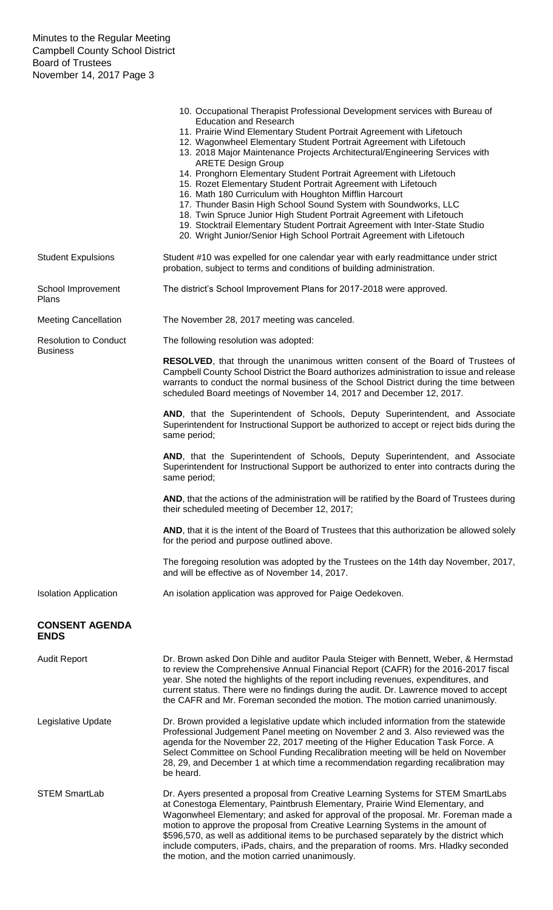10. Occupational Therapist Professional Development services with Bureau of Education and Research
11. Prairie Wind Elementary Student Portrait Agreement with Lifetouch
12. Wagonwheel Elementary Student Portrait Agreement with Lifetouch
13. 2018 Major Maintenance Projects Architectural/Engineering Services with ARETE Design Group
14. Pronghorn Elementary Student Portrait Agreement with Lifetouch
15. Rozet Elementary Student Portrait Agreement with Lifetouch
16. Math 180 Curriculum with Houghton Mifflin Harcourt
17. Thunder Basin High School Sound System with Soundworks, LLC
18. Twin Spruce Junior High Student Portrait Agreement with Lifetouch
19. Stocktrail Elementary Student Portrait Agreement with Inter-State Studio
20. Wright Junior/Senior High School Portrait Agreement with Lifetouch

Student Expulsions — Student #10 was expelled for one calendar year with early readmittance under strict probation, subject to terms and conditions of building administration.

School Improvement Plans — The district's School Improvement Plans for 2017-2018 were approved.

Meeting Cancellation — The November 28, 2017 meeting was canceled.

Resolution to Conduct Business — The following resolution was adopted:

**RESOLVED**, that through the unanimous written consent of the Board of Trustees of Campbell County School District the Board authorizes administration to issue and release warrants to conduct the normal business of the School District during the time between scheduled Board meetings of November 14, 2017 and December 12, 2017.

**AND**, that the Superintendent of Schools, Deputy Superintendent, and Associate Superintendent for Instructional Support be authorized to accept or reject bids during the same period;

**AND**, that the Superintendent of Schools, Deputy Superintendent, and Associate Superintendent for Instructional Support be authorized to enter into contracts during the same period;

**AND**, that the actions of the administration will be ratified by the Board of Trustees during their scheduled meeting of December 12, 2017;

**AND**, that it is the intent of the Board of Trustees that this authorization be allowed solely for the period and purpose outlined above.

The foregoing resolution was adopted by the Trustees on the 14th day November, 2017, and will be effective as of November 14, 2017.

Isolation Application — An isolation application was approved for Paige Oedekoven.

## CONSENT AGENDA ENDS

Audit Report — Dr. Brown asked Don Dihle and auditor Paula Steiger with Bennett, Weber, & Hermstad to review the Comprehensive Annual Financial Report (CAFR) for the 2016-2017 fiscal year. She noted the highlights of the report including revenues, expenditures, and current status. There were no findings during the audit. Dr. Lawrence moved to accept the CAFR and Mr. Foreman seconded the motion. The motion carried unanimously.

Legislative Update — Dr. Brown provided a legislative update which included information from the statewide Professional Judgement Panel meeting on November 2 and 3. Also reviewed was the agenda for the November 22, 2017 meeting of the Higher Education Task Force. A Select Committee on School Funding Recalibration meeting will be held on November 28, 29, and December 1 at which time a recommendation regarding recalibration may be heard.

STEM SmartLab — Dr. Ayers presented a proposal from Creative Learning Systems for STEM SmartLabs at Conestoga Elementary, Paintbrush Elementary, Prairie Wind Elementary, and Wagonwheel Elementary; and asked for approval of the proposal. Mr. Foreman made a motion to approve the proposal from Creative Learning Systems in the amount of $596,570, as well as additional items to be purchased separately by the district which include computers, iPads, chairs, and the preparation of rooms. Mrs. Hladky seconded the motion, and the motion carried unanimously.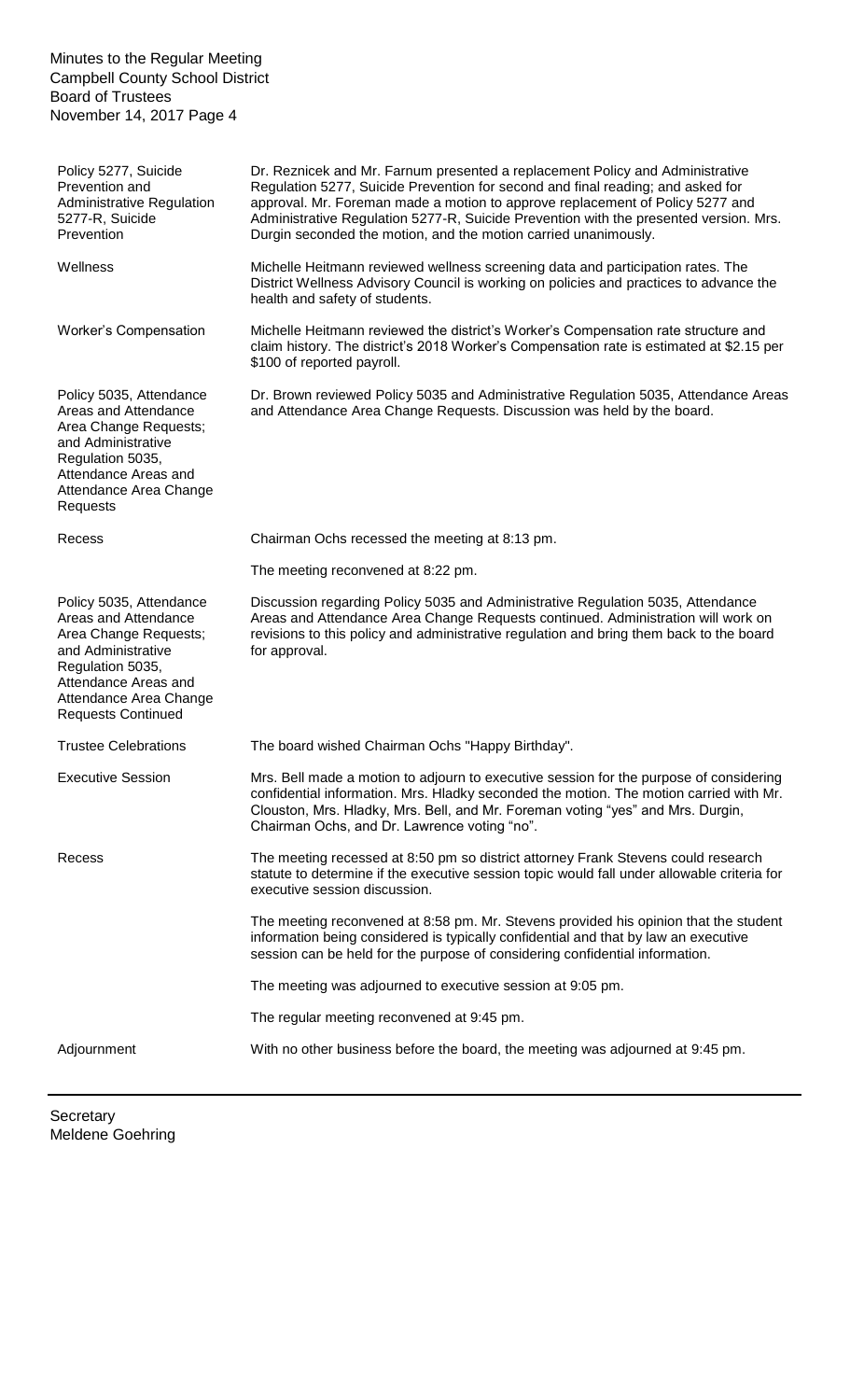| | |
|---|---|
| Policy 5277, Suicide Prevention and Administrative Regulation 5277-R, Suicide Prevention | Dr. Reznicek and Mr. Farnum presented a replacement Policy and Administrative Regulation 5277, Suicide Prevention for second and final reading; and asked for approval. Mr. Foreman made a motion to approve replacement of Policy 5277 and Administrative Regulation 5277-R, Suicide Prevention with the presented version. Mrs. Durgin seconded the motion, and the motion carried unanimously. |
| Wellness | Michelle Heitmann reviewed wellness screening data and participation rates. The District Wellness Advisory Council is working on policies and practices to advance the health and safety of students. |
| Worker's Compensation | Michelle Heitmann reviewed the district's Worker's Compensation rate structure and claim history. The district's 2018 Worker's Compensation rate is estimated at $2.15 per $100 of reported payroll. |
| Policy 5035, Attendance Areas and Attendance Area Change Requests; and Administrative Regulation 5035, Attendance Areas and Attendance Area Change Requests | Dr. Brown reviewed Policy 5035 and Administrative Regulation 5035, Attendance Areas and Attendance Area Change Requests. Discussion was held by the board. |
| Recess | Chairman Ochs recessed the meeting at 8:13 pm. |
| | The meeting reconvened at 8:22 pm. |
| Policy 5035, Attendance Areas and Attendance Area Change Requests; and Administrative Regulation 5035, Attendance Areas and Attendance Area Change Requests Continued | Discussion regarding Policy 5035 and Administrative Regulation 5035, Attendance Areas and Attendance Area Change Requests continued. Administration will work on revisions to this policy and administrative regulation and bring them back to the board for approval. |
| Trustee Celebrations | The board wished Chairman Ochs "Happy Birthday". |
| Executive Session | Mrs. Bell made a motion to adjourn to executive session for the purpose of considering confidential information. Mrs. Hladky seconded the motion. The motion carried with Mr. Clouston, Mrs. Hladky, Mrs. Bell, and Mr. Foreman voting "yes" and Mrs. Durgin, Chairman Ochs, and Dr. Lawrence voting "no". |
| Recess | The meeting recessed at 8:50 pm so district attorney Frank Stevens could research statute to determine if the executive session topic would fall under allowable criteria for executive session discussion. |
| | The meeting reconvened at 8:58 pm. Mr. Stevens provided his opinion that the student information being considered is typically confidential and that by law an executive session can be held for the purpose of considering confidential information. |
| | The meeting was adjourned to executive session at 9:05 pm. |
| | The regular meeting reconvened at 9:45 pm. |
| Adjournment | With no other business before the board, the meeting was adjourned at 9:45 pm. |

---

Secretary
Meldene Goehring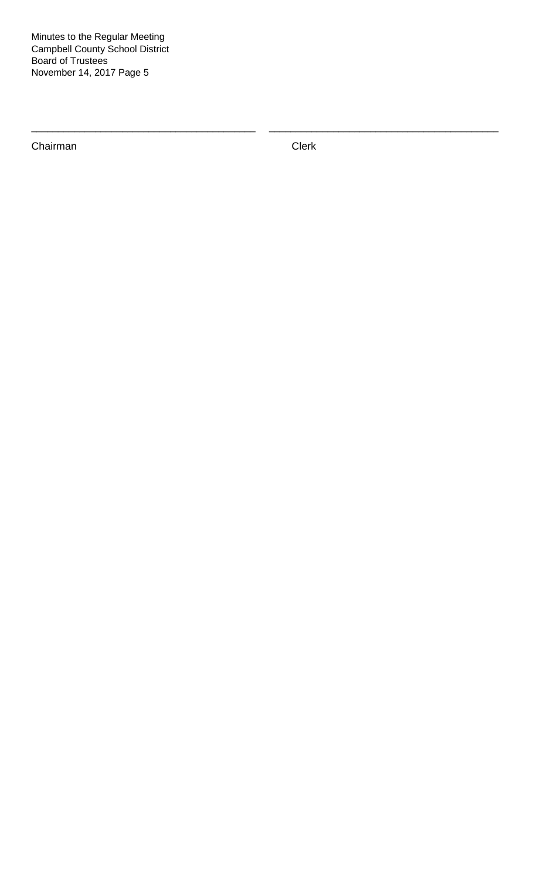\_\_\_\_\_\_\_\_\_\_\_\_\_\_\_\_\_\_\_\_\_\_\_\_\_\_\_\_\_\_\_\_\_\_\_\_\_\_\_\_ \_\_\_\_\_\_\_\_\_\_\_\_\_\_\_\_\_\_\_\_\_\_\_\_\_\_\_\_\_\_\_\_\_\_\_\_\_\_\_\_

Chairman Clerk